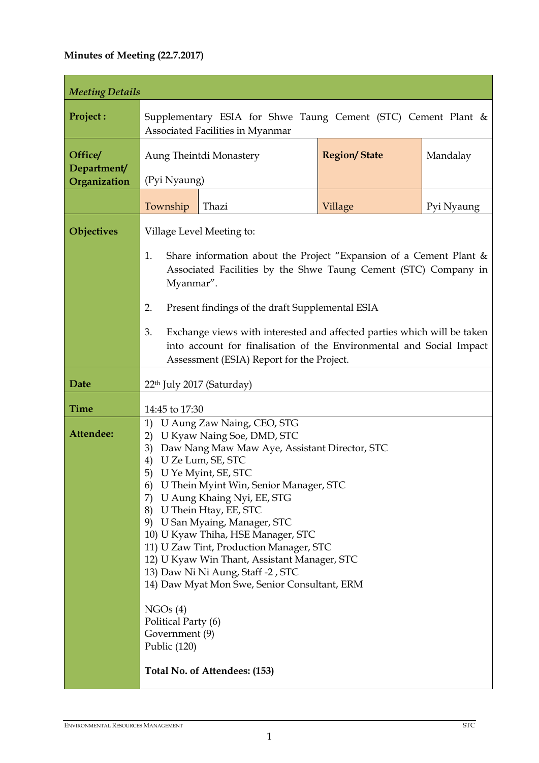**Minutes of Meeting (22.7.2017)**

| *Meeting Details* | | | | |
|---|---|---|---|---|
| **Project :** | Supplementary ESIA for Shwe Taung Cement (STC) Cement Plant & Associated Facilities in Myanmar | | | |
| **Office/ Department/ Organization** | Aung Theintdi Monastery (Pyi Nyaung) | | **Region/ State** | Mandalay |
| | Township | Thazi | Village | Pyi Nyaung |
| **Objectives** | Village Level Meeting to:<br><br>1. Share information about the Project "Expansion of a Cement Plant & Associated Facilities by the Shwe Taung Cement (STC) Company in Myanmar".<br><br>2. Present findings of the draft Supplemental ESIA<br><br>3. Exchange views with interested and affected parties which will be taken into account for finalisation of the Environmental and Social Impact Assessment (ESIA) Report for the Project. | | | |
| **Date** | 22th July 2017 (Saturday) | | | |
| **Time** | 14:45 to 17:30 | | | |
| **Attendee:** | 1) U Aung Zaw Naing, CEO, STG<br>2) U Kyaw Naing Soe, DMD, STC<br>3) Daw Nang Maw Maw Aye, Assistant Director, STC<br>4) U Ze Lum, SE, STC<br>5) U Ye Myint, SE, STC<br>6) U Thein Myint Win, Senior Manager, STC<br>7) U Aung Khaing Nyi, EE, STG<br>8) U Thein Htay, EE, STC<br>9) U San Myaing, Manager, STC<br>10) U Kyaw Thiha, HSE Manager, STC<br>11) U Zaw Tint, Production Manager, STC<br>12) U Kyaw Win Thant, Assistant Manager, STC<br>13) Daw Ni Ni Aung, Staff -2 , STC<br>14) Daw Myat Mon Swe, Senior Consultant, ERM<br><br>NGOs (4)<br>Political Party (6)<br>Government (9)<br>Public (120)<br><br>**Total No. of Attendees: (153)** | | | |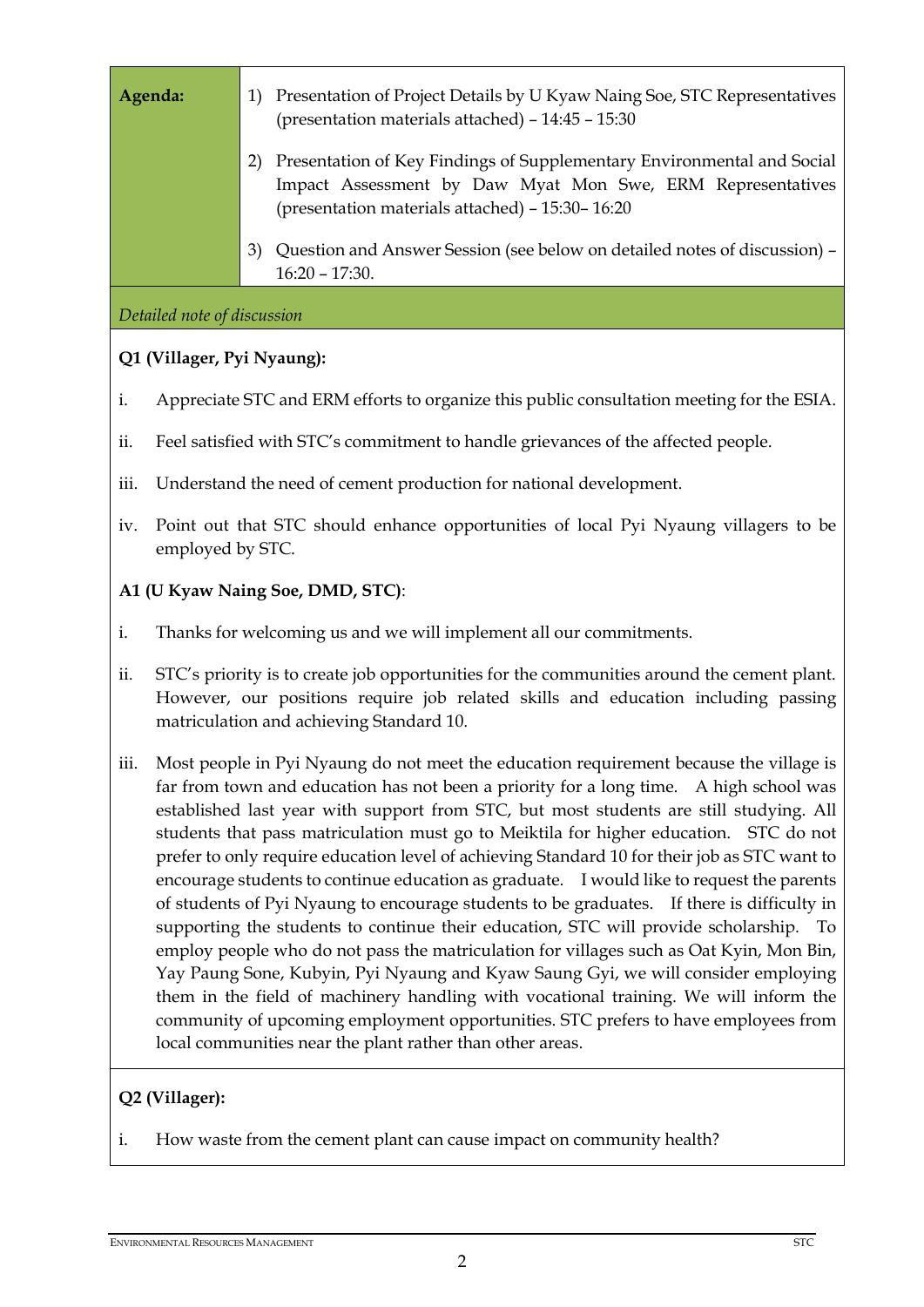| Agenda: | 1) Presentation of Project Details by U Kyaw Naing Soe, STC Representatives (presentation materials attached) – 14:45 – 15:30<br><br>2) Presentation of Key Findings of Supplementary Environmental and Social Impact Assessment by Daw Myat Mon Swe, ERM Representatives (presentation materials attached) – 15:30– 16:20<br><br>3) Question and Answer Session (see below on detailed notes of discussion) – 16:20 – 17:30. |
|---|---|

*Detailed note of discussion*

**Q1 (Villager, Pyi Nyaung):**

i. Appreciate STC and ERM efforts to organize this public consultation meeting for the ESIA.

ii. Feel satisfied with STC's commitment to handle grievances of the affected people.

iii. Understand the need of cement production for national development.

iv. Point out that STC should enhance opportunities of local Pyi Nyaung villagers to be employed by STC.

**A1 (U Kyaw Naing Soe, DMD, STC)**:

i. Thanks for welcoming us and we will implement all our commitments.

ii. STC's priority is to create job opportunities for the communities around the cement plant. However, our positions require job related skills and education including passing matriculation and achieving Standard 10.

iii. Most people in Pyi Nyaung do not meet the education requirement because the village is far from town and education has not been a priority for a long time. A high school was established last year with support from STC, but most students are still studying. All students that pass matriculation must go to Meiktila for higher education. STC do not prefer to only require education level of achieving Standard 10 for their job as STC want to encourage students to continue education as graduate. I would like to request the parents of students of Pyi Nyaung to encourage students to be graduates. If there is difficulty in supporting the students to continue their education, STC will provide scholarship. To employ people who do not pass the matriculation for villages such as Oat Kyin, Mon Bin, Yay Paung Sone, Kubyin, Pyi Nyaung and Kyaw Saung Gyi, we will consider employing them in the field of machinery handling with vocational training. We will inform the community of upcoming employment opportunities. STC prefers to have employees from local communities near the plant rather than other areas.

**Q2 (Villager):**

i. How waste from the cement plant can cause impact on community health?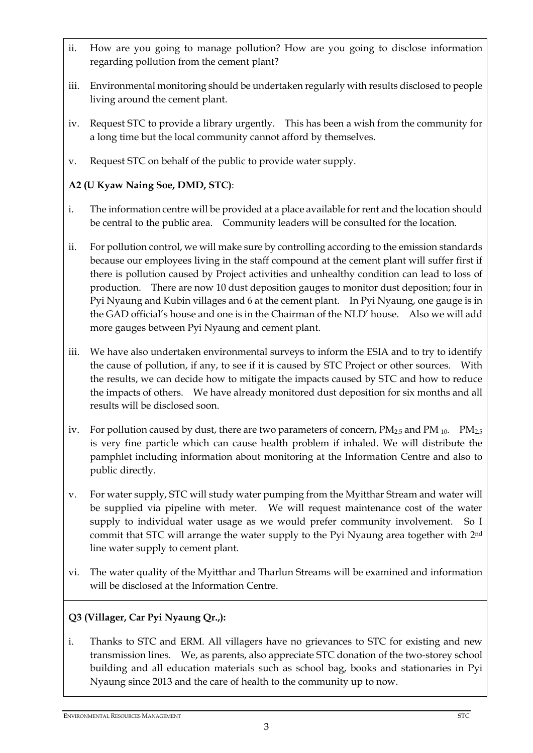ii. How are you going to manage pollution? How are you going to disclose information regarding pollution from the cement plant?

iii. Environmental monitoring should be undertaken regularly with results disclosed to people living around the cement plant.

iv. Request STC to provide a library urgently. This has been a wish from the community for a long time but the local community cannot afford by themselves.

v. Request STC on behalf of the public to provide water supply.

**A2 (U Kyaw Naing Soe, DMD, STC)**:

i. The information centre will be provided at a place available for rent and the location should be central to the public area. Community leaders will be consulted for the location.

ii. For pollution control, we will make sure by controlling according to the emission standards because our employees living in the staff compound at the cement plant will suffer first if there is pollution caused by Project activities and unhealthy condition can lead to loss of production. There are now 10 dust deposition gauges to monitor dust deposition; four in Pyi Nyaung and Kubin villages and 6 at the cement plant. In Pyi Nyaung, one gauge is in the GAD official's house and one is in the Chairman of the NLD' house. Also we will add more gauges between Pyi Nyaung and cement plant.

iii. We have also undertaken environmental surveys to inform the ESIA and to try to identify the cause of pollution, if any, to see if it is caused by STC Project or other sources. With the results, we can decide how to mitigate the impacts caused by STC and how to reduce the impacts of others. We have already monitored dust deposition for six months and all results will be disclosed soon.

iv. For pollution caused by dust, there are two parameters of concern, $PM_{2.5}$ and $PM_{10}$. $PM_{2.5}$ is very fine particle which can cause health problem if inhaled. We will distribute the pamphlet including information about monitoring at the Information Centre and also to public directly.

v. For water supply, STC will study water pumping from the Myitthar Stream and water will be supplied via pipeline with meter. We will request maintenance cost of the water supply to individual water usage as we would prefer community involvement. So I commit that STC will arrange the water supply to the Pyi Nyaung area together with 2nd line water supply to cement plant.

vi. The water quality of the Myitthar and Tharlun Streams will be examined and information will be disclosed at the Information Centre.

**Q3 (Villager, Car Pyi Nyaung Qr.,):**

i. Thanks to STC and ERM. All villagers have no grievances to STC for existing and new transmission lines. We, as parents, also appreciate STC donation of the two-storey school building and all education materials such as school bag, books and stationaries in Pyi Nyaung since 2013 and the care of health to the community up to now.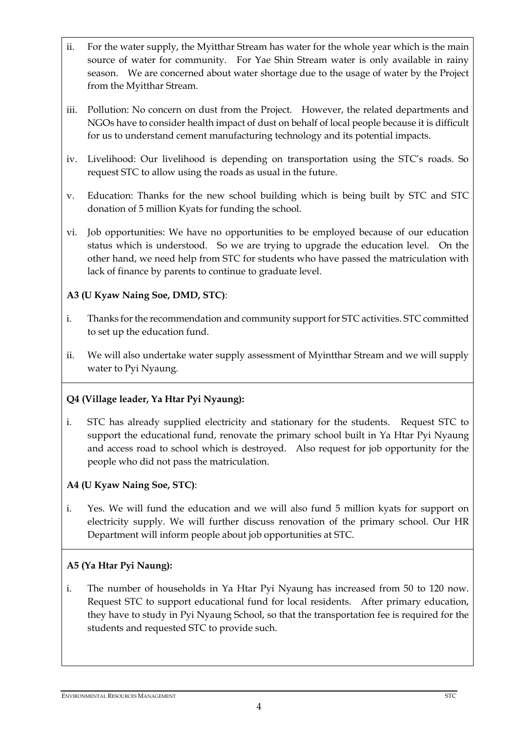ii. For the water supply, the Myitthar Stream has water for the whole year which is the main source of water for community. For Yae Shin Stream water is only available in rainy season. We are concerned about water shortage due to the usage of water by the Project from the Myitthar Stream.

iii. Pollution: No concern on dust from the Project. However, the related departments and NGOs have to consider health impact of dust on behalf of local people because it is difficult for us to understand cement manufacturing technology and its potential impacts.

iv. Livelihood: Our livelihood is depending on transportation using the STC's roads. So request STC to allow using the roads as usual in the future.

v. Education: Thanks for the new school building which is being built by STC and STC donation of 5 million Kyats for funding the school.

vi. Job opportunities: We have no opportunities to be employed because of our education status which is understood. So we are trying to upgrade the education level. On the other hand, we need help from STC for students who have passed the matriculation with lack of finance by parents to continue to graduate level.

**A3 (U Kyaw Naing Soe, DMD, STC)**:

i. Thanks for the recommendation and community support for STC activities. STC committed to set up the education fund.

ii. We will also undertake water supply assessment of Myintthar Stream and we will supply water to Pyi Nyaung.

**Q4 (Village leader, Ya Htar Pyi Nyaung):**

i. STC has already supplied electricity and stationary for the students. Request STC to support the educational fund, renovate the primary school built in Ya Htar Pyi Nyaung and access road to school which is destroyed. Also request for job opportunity for the people who did not pass the matriculation.

**A4 (U Kyaw Naing Soe, STC)**:

i. Yes. We will fund the education and we will also fund 5 million kyats for support on electricity supply. We will further discuss renovation of the primary school. Our HR Department will inform people about job opportunities at STC.

**A5 (Ya Htar Pyi Naung):**

i. The number of households in Ya Htar Pyi Nyaung has increased from 50 to 120 now. Request STC to support educational fund for local residents. After primary education, they have to study in Pyi Nyaung School, so that the transportation fee is required for the students and requested STC to provide such.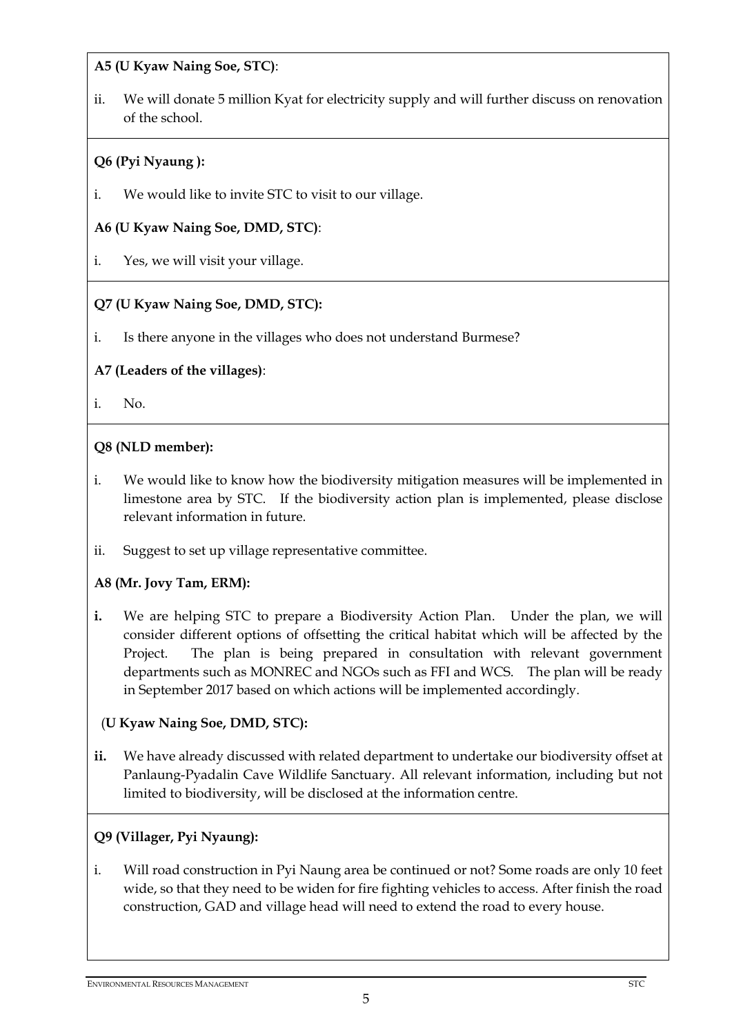**A5 (U Kyaw Naing Soe, STC)**:

ii. We will donate 5 million Kyat for electricity supply and will further discuss on renovation of the school.

**Q6 (Pyi Nyaung ):**

i. We would like to invite STC to visit to our village.

**A6 (U Kyaw Naing Soe, DMD, STC)**:

i. Yes, we will visit your village.

**Q7 (U Kyaw Naing Soe, DMD, STC):**

i. Is there anyone in the villages who does not understand Burmese?

**A7 (Leaders of the villages)**:

i. No.

**Q8 (NLD member):**

i. We would like to know how the biodiversity mitigation measures will be implemented in limestone area by STC. If the biodiversity action plan is implemented, please disclose relevant information in future.

ii. Suggest to set up village representative committee.

**A8 (Mr. Jovy Tam, ERM):**

**i.** We are helping STC to prepare a Biodiversity Action Plan. Under the plan, we will consider different options of offsetting the critical habitat which will be affected by the Project. The plan is being prepared in consultation with relevant government departments such as MONREC and NGOs such as FFI and WCS. The plan will be ready in September 2017 based on which actions will be implemented accordingly.

(**U Kyaw Naing Soe, DMD, STC):**

**ii.** We have already discussed with related department to undertake our biodiversity offset at Panlaung-Pyadalin Cave Wildlife Sanctuary. All relevant information, including but not limited to biodiversity, will be disclosed at the information centre.

**Q9 (Villager, Pyi Nyaung):**

i. Will road construction in Pyi Naung area be continued or not? Some roads are only 10 feet wide, so that they need to be widen for fire fighting vehicles to access. After finish the road construction, GAD and village head will need to extend the road to every house.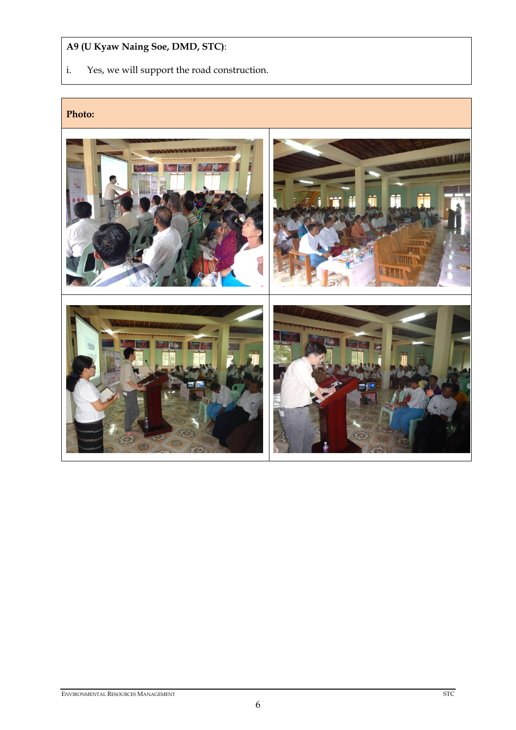**A9 (U Kyaw Naing Soe, DMD, STC)**:

i. Yes, we will support the road construction.

**Photo:**